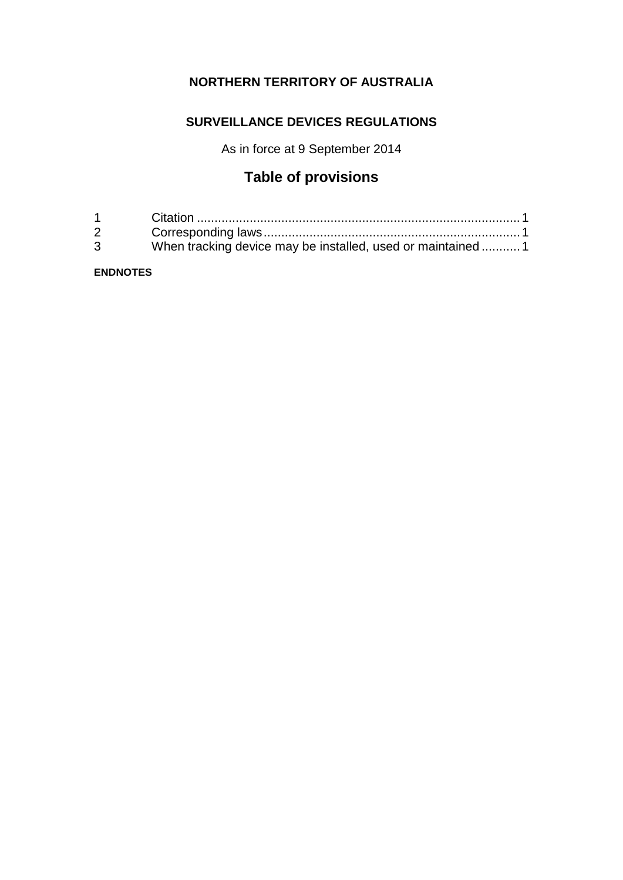# NORTHERN TERRITORY OF AUSTRALIA

## SURVEILLANCE DEVICES REGULATIONS

As in force at 9 September 2014

### Table of provisions

| | | |
|---|---|---|
| 1 | Citation | 1 |
| 2 | Corresponding laws | 1 |
| 3 | When tracking device may be installed, used or maintained | 1 |

**ENDNOTES**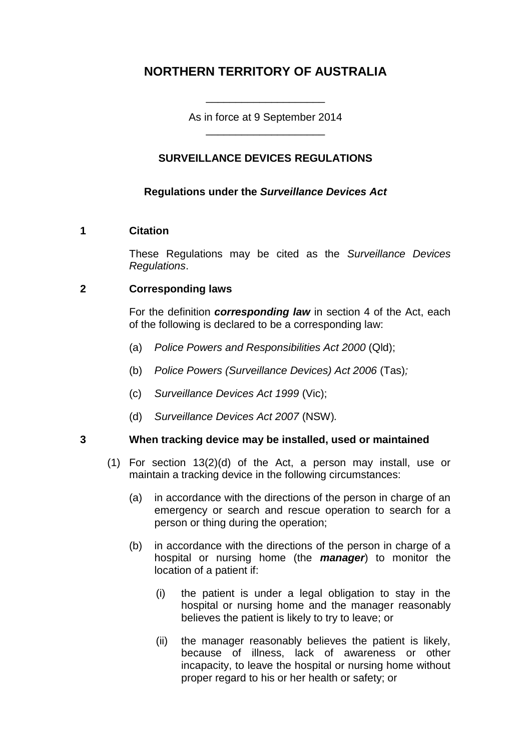# NORTHERN TERRITORY OF AUSTRALIA

---

As in force at 9 September 2014

---

## SURVEILLANCE DEVICES REGULATIONS

### Regulations under the *Surveillance Devices Act*

**1 Citation**

These Regulations may be cited as the *Surveillance Devices Regulations*.

**2 Corresponding laws**

For the definition ***corresponding law*** in section 4 of the Act, each of the following is declared to be a corresponding law:

(a) *Police Powers and Responsibilities Act 2000* (Qld);

(b) *Police Powers (Surveillance Devices) Act 2006* (Tas);

(c) *Surveillance Devices Act 1999* (Vic);

(d) *Surveillance Devices Act 2007* (NSW).

**3 When tracking device may be installed, used or maintained**

(1) For section 13(2)(d) of the Act, a person may install, use or maintain a tracking device in the following circumstances:

(a) in accordance with the directions of the person in charge of an emergency or search and rescue operation to search for a person or thing during the operation;

(b) in accordance with the directions of the person in charge of a hospital or nursing home (the ***manager***) to monitor the location of a patient if:

(i) the patient is under a legal obligation to stay in the hospital or nursing home and the manager reasonably believes the patient is likely to try to leave; or

(ii) the manager reasonably believes the patient is likely, because of illness, lack of awareness or other incapacity, to leave the hospital or nursing home without proper regard to his or her health or safety; or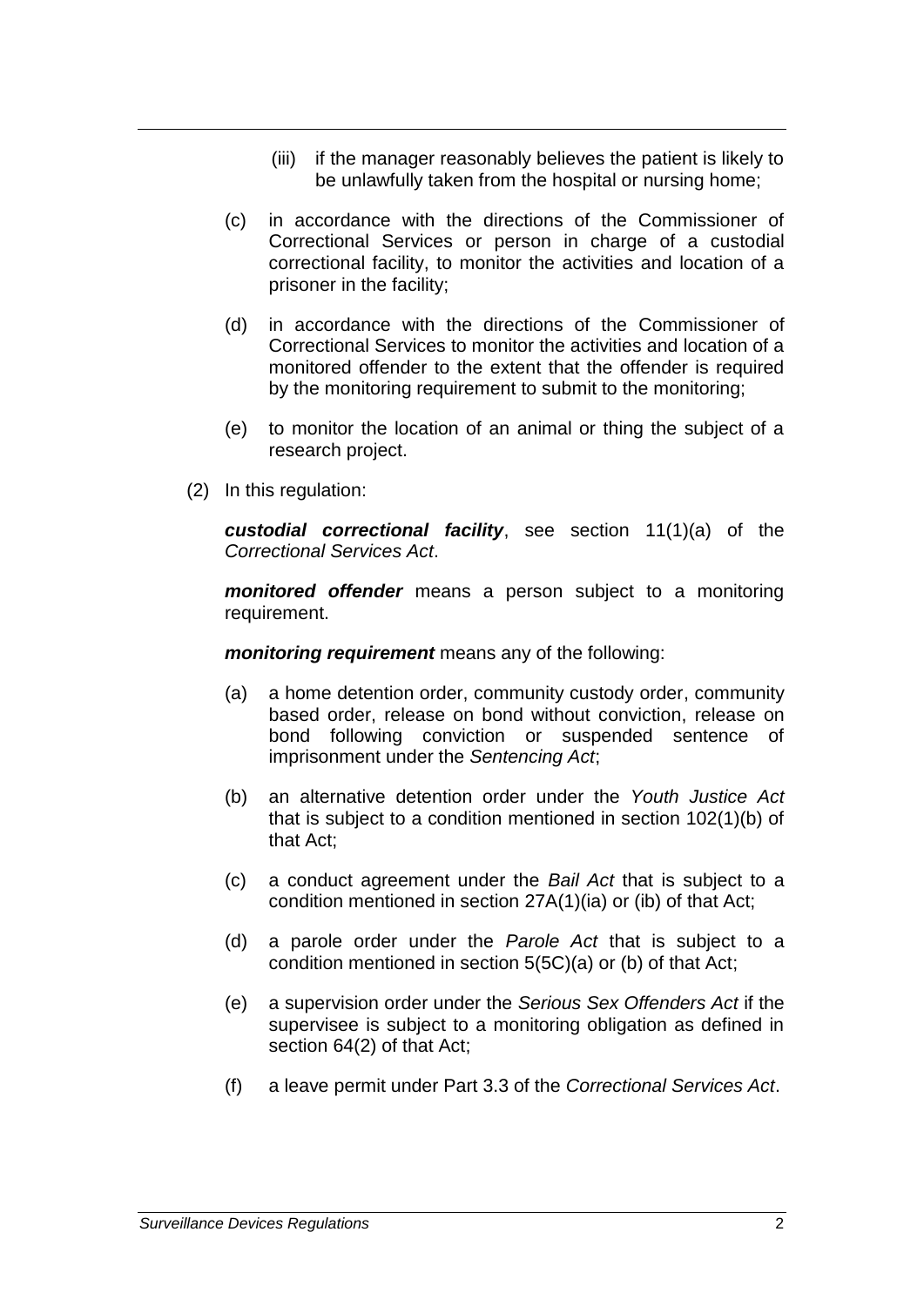(iii) if the manager reasonably believes the patient is likely to be unlawfully taken from the hospital or nursing home;

(c) in accordance with the directions of the Commissioner of Correctional Services or person in charge of a custodial correctional facility, to monitor the activities and location of a prisoner in the facility;

(d) in accordance with the directions of the Commissioner of Correctional Services to monitor the activities and location of a monitored offender to the extent that the offender is required by the monitoring requirement to submit to the monitoring;

(e) to monitor the location of an animal or thing the subject of a research project.

(2) In this regulation:

***custodial correctional facility***, see section 11(1)(a) of the *Correctional Services Act*.

***monitored offender*** means a person subject to a monitoring requirement.

***monitoring requirement*** means any of the following:

(a) a home detention order, community custody order, community based order, release on bond without conviction, release on bond following conviction or suspended sentence of imprisonment under the *Sentencing Act*;

(b) an alternative detention order under the *Youth Justice Act* that is subject to a condition mentioned in section 102(1)(b) of that Act;

(c) a conduct agreement under the *Bail Act* that is subject to a condition mentioned in section 27A(1)(ia) or (ib) of that Act;

(d) a parole order under the *Parole Act* that is subject to a condition mentioned in section 5(5C)(a) or (b) of that Act;

(e) a supervision order under the *Serious Sex Offenders Act* if the supervisee is subject to a monitoring obligation as defined in section 64(2) of that Act;

(f) a leave permit under Part 3.3 of the *Correctional Services Act*.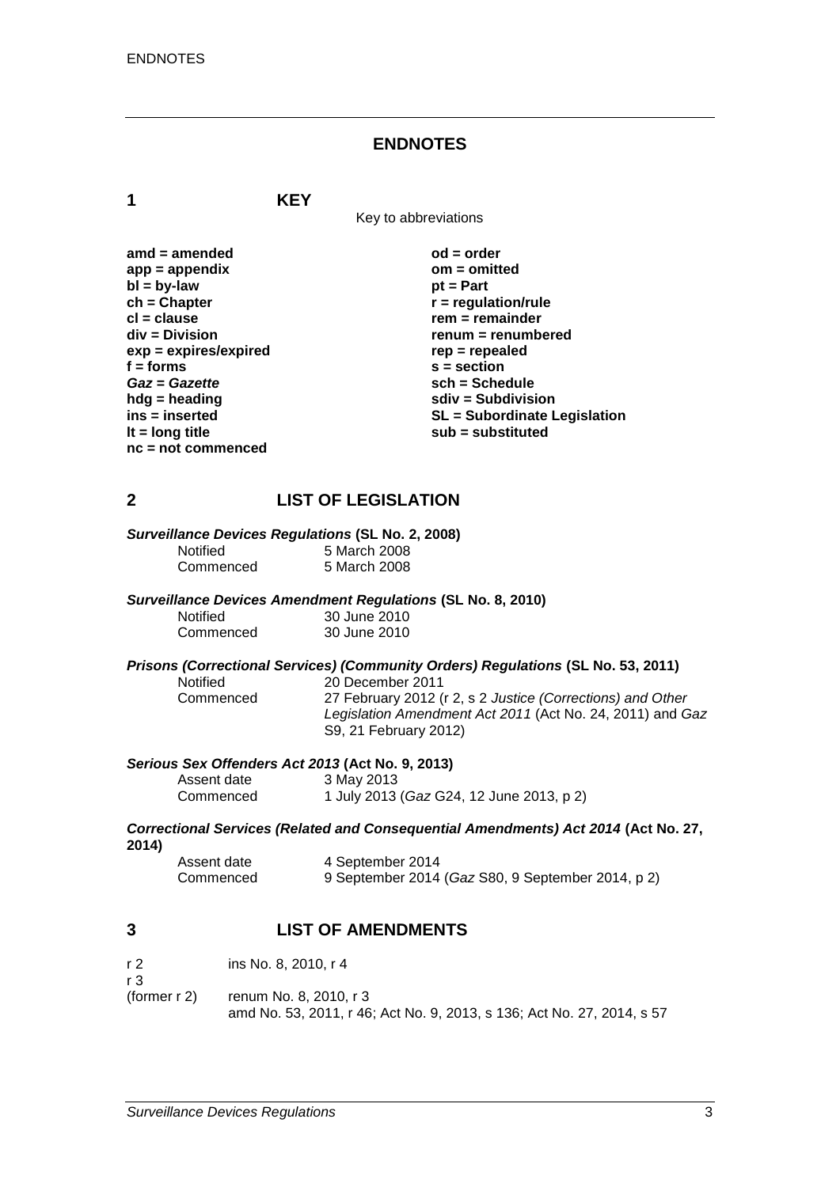# ENDNOTES

## 1 KEY

Key to abbreviations

| | |
|---|---|
| **amd = amended** | **od = order** |
| **app = appendix** | **om = omitted** |
| **bl = by-law** | **pt = Part** |
| **ch = Chapter** | **r = regulation/rule** |
| **cl = clause** | **rem = remainder** |
| **div = Division** | **renum = renumbered** |
| **exp = expires/expired** | **rep = repealed** |
| **f = forms** | **s = section** |
| ***Gaz = Gazette*** | **sch = Schedule** |
| **hdg = heading** | **sdiv = Subdivision** |
| **ins = inserted** | **SL = Subordinate Legislation** |
| **lt = long title** | **sub = substituted** |
| **nc = not commenced** | |

## 2 LIST OF LEGISLATION

***Surveillance Devices Regulations* (SL No. 2, 2008)**

| | |
|---|---|
| Notified | 5 March 2008 |
| Commenced | 5 March 2008 |

***Surveillance Devices Amendment Regulations* (SL No. 8, 2010)**

| | |
|---|---|
| Notified | 30 June 2010 |
| Commenced | 30 June 2010 |

***Prisons (Correctional Services) (Community Orders) Regulations* (SL No. 53, 2011)**

| | |
|---|---|
| Notified | 20 December 2011 |
| Commenced | 27 February 2012 (r 2, s 2 *Justice (Corrections) and Other Legislation Amendment Act 2011* (Act No. 24, 2011) and *Gaz* S9, 21 February 2012) |

***Serious Sex Offenders Act 2013* (Act No. 9, 2013)**

| | |
|---|---|
| Assent date | 3 May 2013 |
| Commenced | 1 July 2013 (*Gaz* G24, 12 June 2013, p 2) |

***Correctional Services (Related and Consequential Amendments) Act 2014* (Act No. 27, 2014)**

| | |
|---|---|
| Assent date | 4 September 2014 |
| Commenced | 9 September 2014 (*Gaz* S80, 9 September 2014, p 2) |

## 3 LIST OF AMENDMENTS

| | |
|---|---|
| r 2 | ins No. 8, 2010, r 4 |
| r 3 (former r 2) | renum No. 8, 2010, r 3<br>amd No. 53, 2011, r 46; Act No. 9, 2013, s 136; Act No. 27, 2014, s 57 |